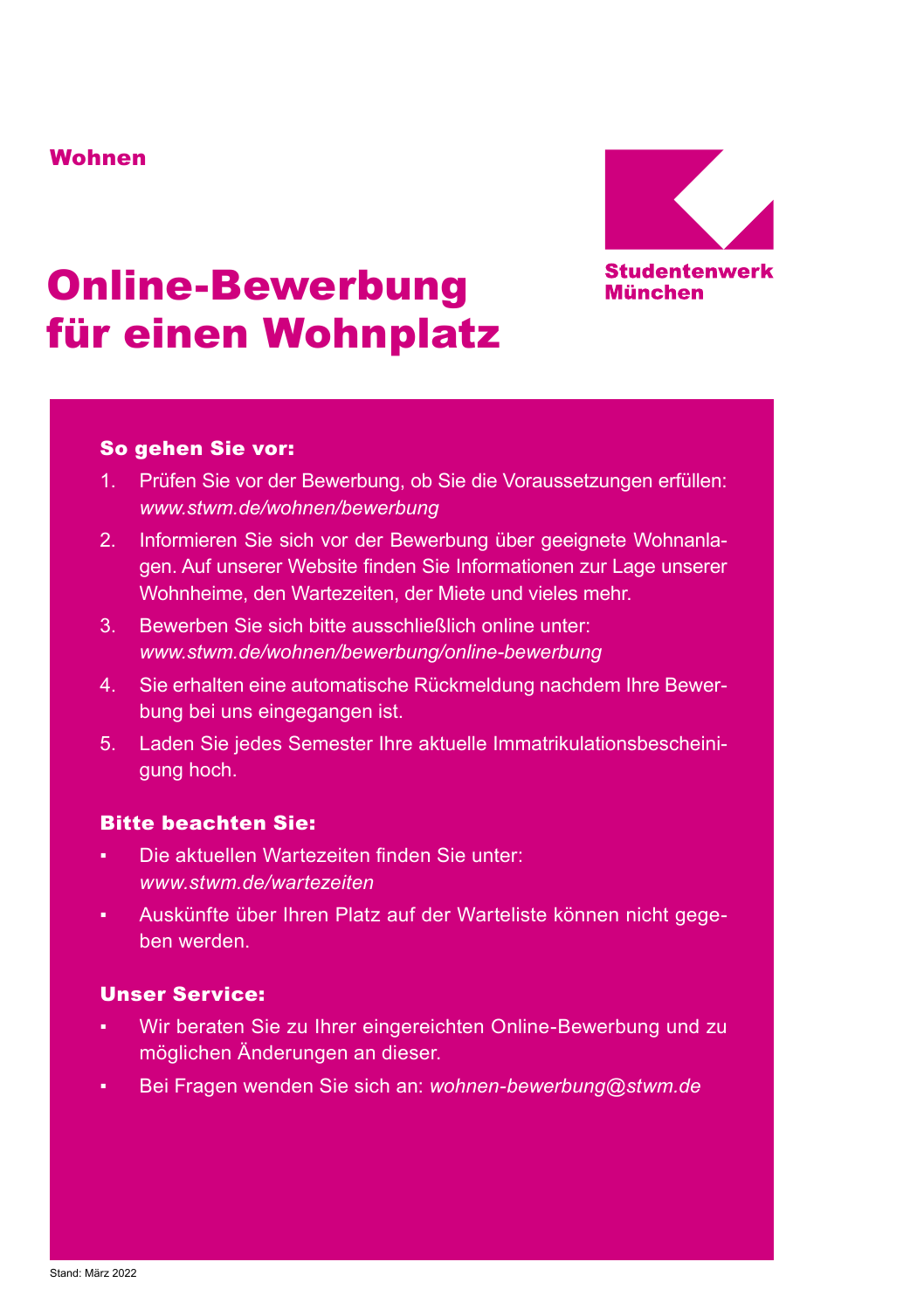**Wohnen**

**Studentenwerk München**

# Online-Bewerbung für einen Wohnplatz

### So gehen Sie vor:

1. Prüfen Sie vor der Bewerbung, ob Sie die Voraussetzungen erfüllen: *www.stwm.de/wohnen/bewerbung*
2. Informieren Sie sich vor der Bewerbung über geeignete Wohnanlagen. Auf unserer Website finden Sie Informationen zur Lage unserer Wohnheime, den Wartezeiten, der Miete und vieles mehr.
3. Bewerben Sie sich bitte ausschließlich online unter: *www.stwm.de/wohnen/bewerbung/online-bewerbung*
4. Sie erhalten eine automatische Rückmeldung nachdem Ihre Bewerbung bei uns eingegangen ist.
5. Laden Sie jedes Semester Ihre aktuelle Immatrikulationsbescheinigung hoch.

### Bitte beachten Sie:

- Die aktuellen Wartezeiten finden Sie unter: *www.stwm.de/wartezeiten*
- Auskünfte über Ihren Platz auf der Warteliste können nicht gegeben werden.

### Unser Service:

- Wir beraten Sie zu Ihrer eingereichten Online-Bewerbung und zu möglichen Änderungen an dieser.
- Bei Fragen wenden Sie sich an: *wohnen-bewerbung@stwm.de*

Stand: März 2022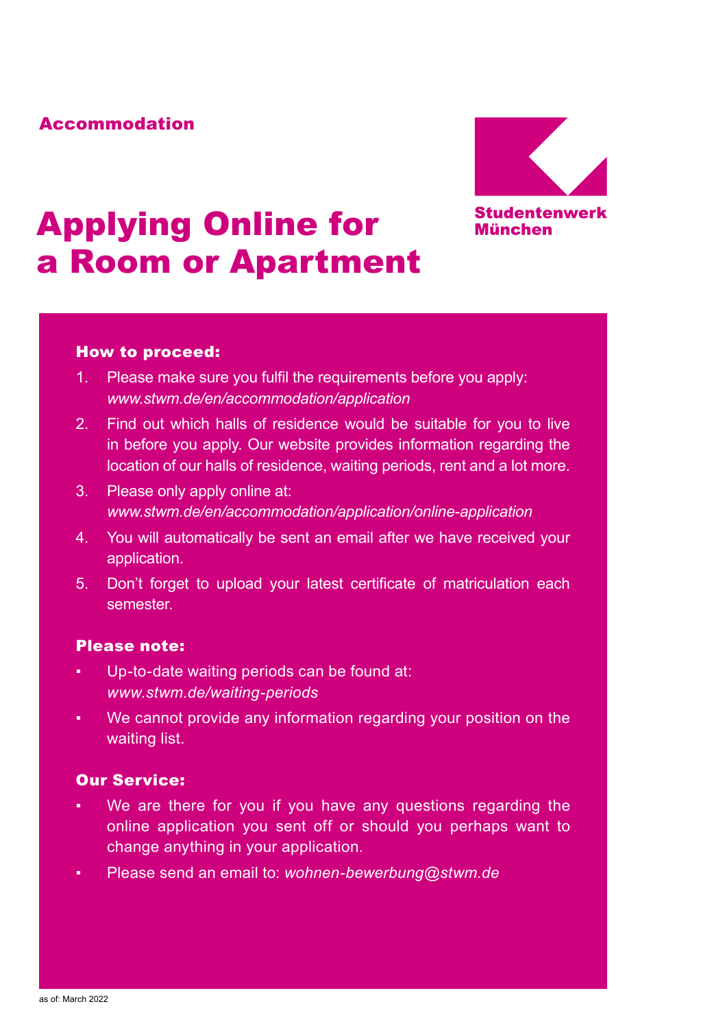**Accommodation**

**Studentenwerk München**

# Applying Online for a Room or Apartment

### How to proceed:

1. Please make sure you fulfil the requirements before you apply: *www.stwm.de/en/accommodation/application*
2. Find out which halls of residence would be suitable for you to live in before you apply. Our website provides information regarding the location of our halls of residence, waiting periods, rent and a lot more.
3. Please only apply online at: *www.stwm.de/en/accommodation/application/online-application*
4. You will automatically be sent an email after we have received your application.
5. Don't forget to upload your latest certificate of matriculation each semester.

### Please note:

- Up-to-date waiting periods can be found at: *www.stwm.de/waiting-periods*
- We cannot provide any information regarding your position on the waiting list.

### Our Service:

- We are there for you if you have any questions regarding the online application you sent off or should you perhaps want to change anything in your application.
- Please send an email to: *wohnen-bewerbung@stwm.de*

as of: March 2022